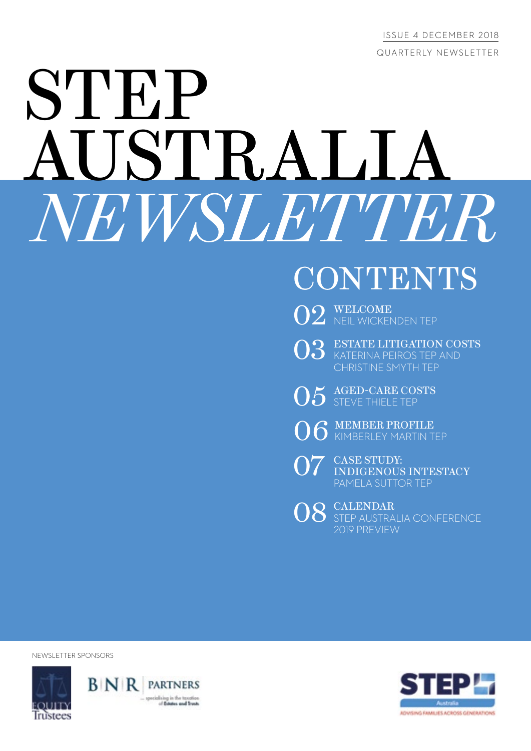ISSUE 4 DECEMBER 2018

QUARTERLY NEWSLETTER

# STEP AUSTRALIA *NEWSLETTER*

## CONTENTS

**02** WELCOME
NEIL WICKENDEN TEP

**03** ESTATE LITIGATION COSTS
KATERINA PEIROS TEP AND CHRISTINE SMYTH TEP

**05** AGED-CARE COSTS
STEVE THIELE TEP

**06** MEMBER PROFILE
KIMBERLEY MARTIN TEP

**07** CASE STUDY: INDIGENOUS INTESTACY
PAMELA SUTTOR TEP

**08** CALENDAR
STEP AUSTRALIA CONFERENCE 2019 PREVIEW

NEWSLETTER SPONSORS

Equity Trustees

BNR PARTNERS — specialising in the taxation of Estates and Trusts

STEP Australia — ADVISING FAMILIES ACROSS GENERATIONS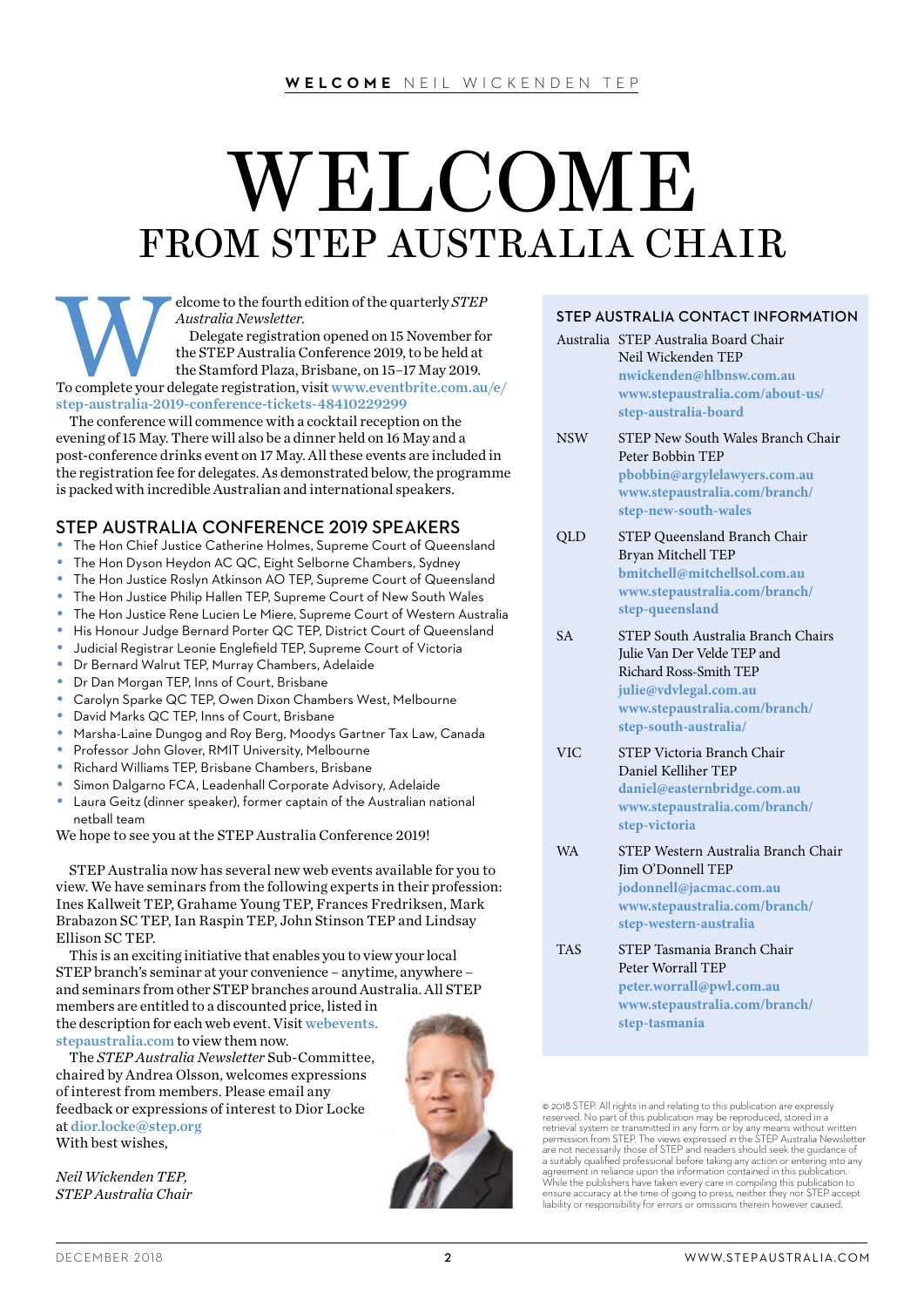# WELCOME
## FROM STEP AUSTRALIA CHAIR

Welcome to the fourth edition of the quarterly *STEP Australia Newsletter*.

Delegate registration opened on 15 November for the STEP Australia Conference 2019, to be held at the Stamford Plaza, Brisbane, on 15–17 May 2019. To complete your delegate registration, visit www.eventbrite.com.au/e/step-australia-2019-conference-tickets-48410229299

The conference will commence with a cocktail reception on the evening of 15 May. There will also be a dinner held on 16 May and a post-conference drinks event on 17 May. All these events are included in the registration fee for delegates. As demonstrated below, the programme is packed with incredible Australian and international speakers.

### STEP AUSTRALIA CONFERENCE 2019 SPEAKERS

- The Hon Chief Justice Catherine Holmes, Supreme Court of Queensland
- The Hon Dyson Heydon AC QC, Eight Selborne Chambers, Sydney
- The Hon Justice Roslyn Atkinson AO TEP, Supreme Court of Queensland
- The Hon Justice Philip Hallen TEP, Supreme Court of New South Wales
- The Hon Justice Rene Lucien Le Miere, Supreme Court of Western Australia
- His Honour Judge Bernard Porter QC TEP, District Court of Queensland
- Judicial Registrar Leonie Englefield TEP, Supreme Court of Victoria
- Dr Bernard Walrut TEP, Murray Chambers, Adelaide
- Dr Dan Morgan TEP, Inns of Court, Brisbane
- Carolyn Sparke QC TEP, Owen Dixon Chambers West, Melbourne
- David Marks QC TEP, Inns of Court, Brisbane
- Marsha-Laine Dungog and Roy Berg, Moodys Gartner Tax Law, Canada
- Professor John Glover, RMIT University, Melbourne
- Richard Williams TEP, Brisbane Chambers, Brisbane
- Simon Dalgarno FCA, Leadenhall Corporate Advisory, Adelaide
- Laura Geitz (dinner speaker), former captain of the Australian national netball team

We hope to see you at the STEP Australia Conference 2019!

STEP Australia now has several new web events available for you to view. We have seminars from the following experts in their profession: Ines Kallweit TEP, Grahame Young TEP, Frances Fredriksen, Mark Brabazon SC TEP, Ian Raspin TEP, John Stinson TEP and Lindsay Ellison SC TEP.

This is an exciting initiative that enables you to view your local STEP branch's seminar at your convenience – anytime, anywhere – and seminars from other STEP branches around Australia. All STEP members are entitled to a discounted price, listed in the description for each web event. Visit webevents.stepaustralia.com to view them now.

The *STEP Australia Newsletter* Sub-Committee, chaired by Andrea Olsson, welcomes expressions of interest from members. Please email any feedback or expressions of interest to Dior Locke at dior.locke@step.org

With best wishes,

*Neil Wickenden TEP,*
*STEP Australia Chair*

### STEP AUSTRALIA CONTACT INFORMATION

| | |
|---|---|
| Australia | STEP Australia Board Chair<br>Neil Wickenden TEP<br>nwickenden@hlbnsw.com.au<br>www.stepaustralia.com/about-us/step-australia-board |
| NSW | STEP New South Wales Branch Chair<br>Peter Bobbin TEP<br>pbobbin@argylelawyers.com.au<br>www.stepaustralia.com/branch/step-new-south-wales |
| QLD | STEP Queensland Branch Chair<br>Bryan Mitchell TEP<br>bmitchell@mitchellsol.com.au<br>www.stepaustralia.com/branch/step-queensland |
| SA | STEP South Australia Branch Chairs<br>Julie Van Der Velde TEP and Richard Ross-Smith TEP<br>julie@vdvlegal.com.au<br>www.stepaustralia.com/branch/step-south-australia/ |
| VIC | STEP Victoria Branch Chair<br>Daniel Kelliher TEP<br>daniel@easternbridge.com.au<br>www.stepaustralia.com/branch/step-victoria |
| WA | STEP Western Australia Branch Chair<br>Jim O'Donnell TEP<br>jodonnell@jacmac.com.au<br>www.stepaustralia.com/branch/step-western-australia |
| TAS | STEP Tasmania Branch Chair<br>Peter Worrall TEP<br>peter.worrall@pwl.com.au<br>www.stepaustralia.com/branch/step-tasmania |

© 2018 STEP. All rights in and relating to this publication are expressly reserved. No part of this publication may be reproduced, stored in a retrieval system or transmitted in any form or by any means without written permission from STEP. The views expressed in the STEP Australia Newsletter are not necessarily those of STEP and readers should seek the guidance of a suitably qualified professional before taking any action or entering into any agreement in reliance upon the information contained in this publication. While the publishers have taken every care in compiling this publication to ensure accuracy at the time of going to press, neither they nor STEP accept liability or responsibility for errors or omissions therein however caused.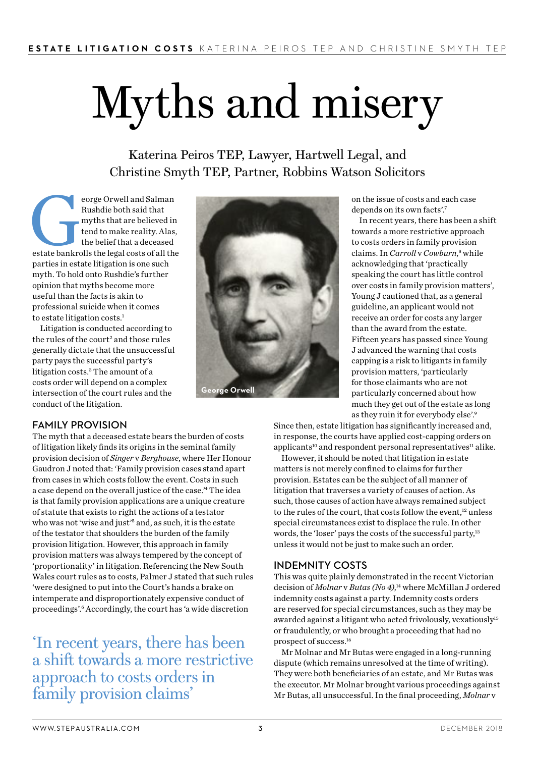# Myths and misery

Katerina Peiros TEP, Lawyer, Hartwell Legal, and Christine Smyth TEP, Partner, Robbins Watson Solicitors

George Orwell and Salman Rushdie both said that myths that are believed in tend to make reality. Alas, the belief that a deceased estate bankrolls the legal costs of all the parties in estate litigation is one such myth. To hold onto Rushdie's further opinion that myths become more useful than the facts is akin to professional suicide when it comes to estate litigation costs.[1]

Litigation is conducted according to the rules of the court[2] and those rules generally dictate that the unsuccessful party pays the successful party's litigation costs.[3] The amount of a costs order will depend on a complex intersection of the court rules and the conduct of the litigation.

George Orwell

## FAMILY PROVISION

The myth that a deceased estate bears the burden of costs of litigation likely finds its origins in the seminal family provision decision of *Singer* v *Berghouse*, where Her Honour Gaudron J noted that: 'Family provision cases stand apart from cases in which costs follow the event. Costs in such a case depend on the overall justice of the case.'[4] The idea is that family provision applications are a unique creature of statute that exists to right the actions of a testator who was not 'wise and just'[5] and, as such, it is the estate of the testator that shoulders the burden of the family provision litigation. However, this approach in family provision matters was always tempered by the concept of 'proportionality' in litigation. Referencing the New South Wales court rules as to costs, Palmer J stated that such rules 'were designed to put into the Court's hands a brake on intemperate and disproportionately expensive conduct of proceedings'.[6] Accordingly, the court has 'a wide discretion on the issue of costs and each case depends on its own facts'.[7]

In recent years, there has been a shift towards a more restrictive approach to costs orders in family provision claims. In *Carroll* v *Cowburn*,[8] while acknowledging that 'practically speaking the court has little control over costs in family provision matters', Young J cautioned that, as a general guideline, an applicant would not receive an order for costs any larger than the award from the estate. Fifteen years has passed since Young J advanced the warning that costs capping is a risk to litigants in family provision matters, 'particularly for those claimants who are not particularly concerned about how much they get out of the estate as long as they ruin it for everybody else'.[9] Since then, estate litigation has significantly increased and, in response, the courts have applied cost-capping orders on applicants[10] and respondent personal representatives[11] alike.

> 'In recent years, there has been a shift towards a more restrictive approach to costs orders in family provision claims'

However, it should be noted that litigation in estate matters is not merely confined to claims for further provision. Estates can be the subject of all manner of litigation that traverses a variety of causes of action. As such, those causes of action have always remained subject to the rules of the court, that costs follow the event,[12] unless special circumstances exist to displace the rule. In other words, the 'loser' pays the costs of the successful party,[13] unless it would not be just to make such an order.

## INDEMNITY COSTS

This was quite plainly demonstrated in the recent Victorian decision of *Molnar* v *Butas (No 4)*,[14] where McMillan J ordered indemnity costs against a party. Indemnity costs orders are reserved for special circumstances, such as they may be awarded against a litigant who acted frivolously, vexatiously[15] or fraudulently, or who brought a proceeding that had no prospect of success.[16]

Mr Molnar and Mr Butas were engaged in a long-running dispute (which remains unresolved at the time of writing). They were both beneficiaries of an estate, and Mr Butas was the executor. Mr Molnar brought various proceedings against Mr Butas, all unsuccessful. In the final proceeding, *Molnar* v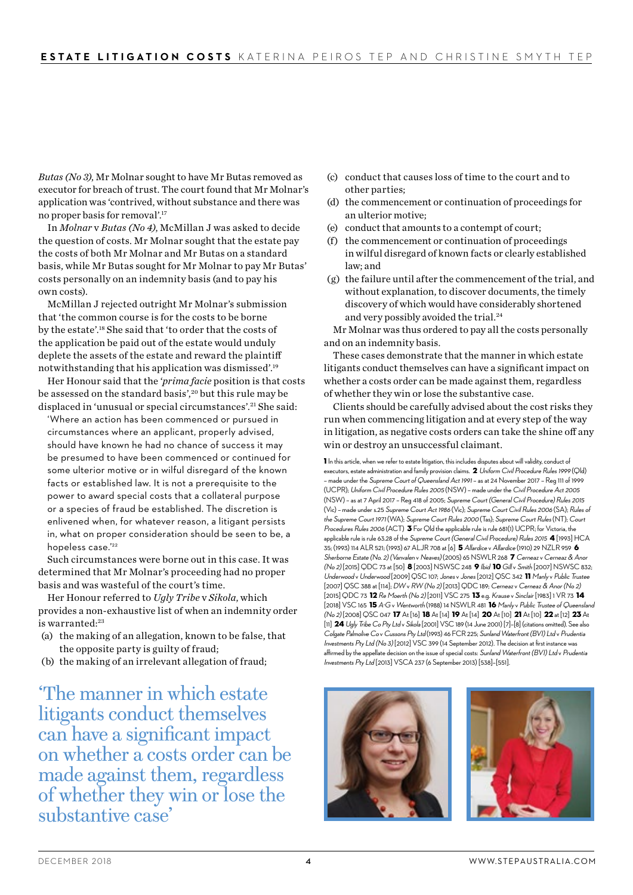*Butas (No 3)*, Mr Molnar sought to have Mr Butas removed as executor for breach of trust. The court found that Mr Molnar's application was 'contrived, without substance and there was no proper basis for removal'.[17]

In *Molnar* v *Butas (No 4)*, McMillan J was asked to decide the question of costs. Mr Molnar sought that the estate pay the costs of both Mr Molnar and Mr Butas on a standard basis, while Mr Butas sought for Mr Molnar to pay Mr Butas' costs personally on an indemnity basis (and to pay his own costs).

McMillan J rejected outright Mr Molnar's submission that 'the common course is for the costs to be borne by the estate'.[18] She said that 'to order that the costs of the application be paid out of the estate would unduly deplete the assets of the estate and reward the plaintiff notwithstanding that his application was dismissed'.[19]

Her Honour said that the '*prima facie* position is that costs be assessed on the standard basis',[20] but this rule may be displaced in 'unusual or special circumstances'.[21] She said:

> 'Where an action has been commenced or pursued in circumstances where an applicant, properly advised, should have known he had no chance of success it may be presumed to have been commenced or continued for some ulterior motive or in wilful disregard of the known facts or established law. It is not a prerequisite to the power to award special costs that a collateral purpose or a species of fraud be established. The discretion is enlivened when, for whatever reason, a litigant persists in, what on proper consideration should be seen to be, a hopeless case.'[22]

Such circumstances were borne out in this case. It was determined that Mr Molnar's proceeding had no proper basis and was wasteful of the court's time.

Her Honour referred to *Ugly Tribe* v *Sikola*, which provides a non-exhaustive list of when an indemnity order is warranted:[23]

(a) the making of an allegation, known to be false, that the opposite party is guilty of fraud;
(b) the making of an irrelevant allegation of fraud;
(c) conduct that causes loss of time to the court and to other parties;
(d) the commencement or continuation of proceedings for an ulterior motive;
(e) conduct that amounts to a contempt of court;
(f) the commencement or continuation of proceedings in wilful disregard of known facts or clearly established law; and
(g) the failure until after the commencement of the trial, and without explanation, to discover documents, the timely discovery of which would have considerably shortened and very possibly avoided the trial.[24]

Mr Molnar was thus ordered to pay all the costs personally and on an indemnity basis.

These cases demonstrate that the manner in which estate litigants conduct themselves can have a significant impact on whether a costs order can be made against them, regardless of whether they win or lose the substantive case.

Clients should be carefully advised about the cost risks they run when commencing litigation and at every step of the way in litigation, as negative costs orders can take the shine off any win or destroy an unsuccessful claimant.

'The manner in which estate litigants conduct themselves can have a significant impact on whether a costs order can be made against them, regardless of whether they win or lose the substantive case'

**1** In this article, when we refer to estate litigation, this includes disputes about will validity, conduct of executors, estate administration and family provision claims. **2** *Uniform Civil Procedure Rules 1999* (Qld) – made under the *Supreme Court of Queensland Act 1991* – as at 24 November 2017 – Reg 111 of 1999 (UCPR); *Uniform Civil Procedure Rules 2005* (NSW) – made under the *Civil Procedure Act 2005* (NSW) – as at 7 April 2017 – Reg 418 of 2005; *Supreme Court (General Civil Procedure) Rules 2015* (Vic) – made under s.25 *Supreme Court Act 1986* (Vic); *Supreme Court Civil Rules 2006* (SA); *Rules of the Supreme Court 1971* (WA); *Supreme Court Rules 2000* (Tas); *Supreme Court Rules* (NT); *Court Procedures Rules 2006* (ACT) **3** For Qld the applicable rule is rule 681(1) UCPR; for Victoria, the applicable rule is rule 63.28 of the *Supreme Court (General Civil Procedure) Rules 2015* **4** [1993] HCA 35; (1993) 114 ALR 521; (1993) 67 ALJR 708 at [6] **5** *Allardice* v *Allardice* (1910) 29 NZLR 959 **6** *Sherborne Estate (No. 2) (Vanvalen v Neaves)* (2005) 65 NSWLR 268 **7** *Cerneaz* v *Cerneaz & Anor (No 2)* [2015] QDC 73 at [50] **8** [2003] NSWSC 248 **9** *Ibid* **10** *Gill* v *Smith* [2007] NSWSC 832; *Underwood* v *Underwood* [2009] QSC 107; *Jones* v *Jones* [2012] QSC 342 **11** *Manly* v *Public Trustee* [2007] QSC 388 at [114]; *DW* v *RW (No 2)* [2013] QDC 189; *Cerneaz* v *Cerneaz & Anor (No 2)* [2015] QDC 73 **12** *Re Moerth (No 2)* [2011] VSC 275 **13** e.g. *Krause* v *Sinclair* [1983] 1 VR 73 **14** [2018] VSC 165 **15** *A-G* v *Wentworth* (1988) 14 NSWLR 481 **16** *Manly* v *Public Trustee of Queensland (No 2)* [2008] QSC 047 **17** At [16] **18** At [14] **19** At [14] **20** At [10] **21** At [10] **22** at [12] **23** At [11] **24** *Ugly Tribe Co Pty Ltd* v *Sikola* [2001] VSC 189 (14 June 2001) [7]–[8] (citations omitted). See also *Colgate Palmolive Co* v *Cussons Pty Ltd* (1993) 46 FCR 225; *Sunland Waterfront (BVI) Ltd* v *Prudentia Investments Pty Ltd (No 3)* [2012] VSC 399 (14 September 2012). The decision at first instance was affirmed by the appellate decision on the issue of special costs: *Sunland Waterfront (BVI) Ltd* v *Prudentia Investments Pty Ltd* [2013] VSCA 237 (6 September 2013) [538]–[551].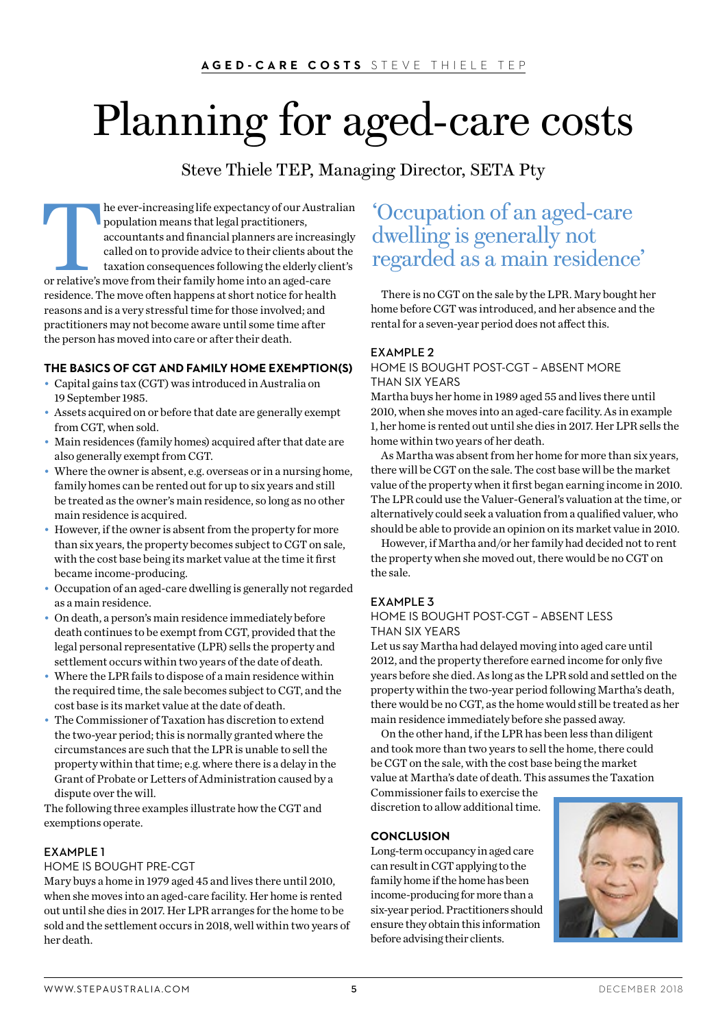# Planning for aged-care costs

Steve Thiele TEP, Managing Director, SETA Pty

The ever-increasing life expectancy of our Australian population means that legal practitioners, accountants and financial planners are increasingly called on to provide advice to their clients about the taxation consequences following the elderly client's or relative's move from their family home into an aged-care residence. The move often happens at short notice for health reasons and is a very stressful time for those involved; and practitioners may not become aware until some time after the person has moved into care or after their death.

## THE BASICS OF CGT AND FAMILY HOME EXEMPTION(S)

- Capital gains tax (CGT) was introduced in Australia on 19 September 1985.
- Assets acquired on or before that date are generally exempt from CGT, when sold.
- Main residences (family homes) acquired after that date are also generally exempt from CGT.
- Where the owner is absent, e.g. overseas or in a nursing home, family homes can be rented out for up to six years and still be treated as the owner's main residence, so long as no other main residence is acquired.
- However, if the owner is absent from the property for more than six years, the property becomes subject to CGT on sale, with the cost base being its market value at the time it first became income-producing.
- Occupation of an aged-care dwelling is generally not regarded as a main residence.
- On death, a person's main residence immediately before death continues to be exempt from CGT, provided that the legal personal representative (LPR) sells the property and settlement occurs within two years of the date of death.
- Where the LPR fails to dispose of a main residence within the required time, the sale becomes subject to CGT, and the cost base is its market value at the date of death.
- The Commissioner of Taxation has discretion to extend the two-year period; this is normally granted where the circumstances are such that the LPR is unable to sell the property within that time; e.g. where there is a delay in the Grant of Probate or Letters of Administration caused by a dispute over the will.

The following three examples illustrate how the CGT and exemptions operate.

### EXAMPLE 1

HOME IS BOUGHT PRE-CGT

Mary buys a home in 1979 aged 45 and lives there until 2010, when she moves into an aged-care facility. Her home is rented out until she dies in 2017. Her LPR arranges for the home to be sold and the settlement occurs in 2018, well within two years of her death.

> 'Occupation of an aged-care dwelling is generally not regarded as a main residence'

There is no CGT on the sale by the LPR. Mary bought her home before CGT was introduced, and her absence and the rental for a seven-year period does not affect this.

### EXAMPLE 2

HOME IS BOUGHT POST-CGT – ABSENT MORE THAN SIX YEARS

Martha buys her home in 1989 aged 55 and lives there until 2010, when she moves into an aged-care facility. As in example 1, her home is rented out until she dies in 2017. Her LPR sells the home within two years of her death.

As Martha was absent from her home for more than six years, there will be CGT on the sale. The cost base will be the market value of the property when it first began earning income in 2010. The LPR could use the Valuer-General's valuation at the time, or alternatively could seek a valuation from a qualified valuer, who should be able to provide an opinion on its market value in 2010.

However, if Martha and/or her family had decided not to rent the property when she moved out, there would be no CGT on the sale.

### EXAMPLE 3

HOME IS BOUGHT POST-CGT – ABSENT LESS THAN SIX YEARS

Let us say Martha had delayed moving into aged care until 2012, and the property therefore earned income for only five years before she died. As long as the LPR sold and settled on the property within the two-year period following Martha's death, there would be no CGT, as the home would still be treated as her main residence immediately before she passed away.

On the other hand, if the LPR has been less than diligent and took more than two years to sell the home, there could be CGT on the sale, with the cost base being the market value at Martha's date of death. This assumes the Taxation Commissioner fails to exercise the discretion to allow additional time.

## CONCLUSION

Long-term occupancy in aged care can result in CGT applying to the family home if the home has been income-producing for more than a six-year period. Practitioners should ensure they obtain this information before advising their clients.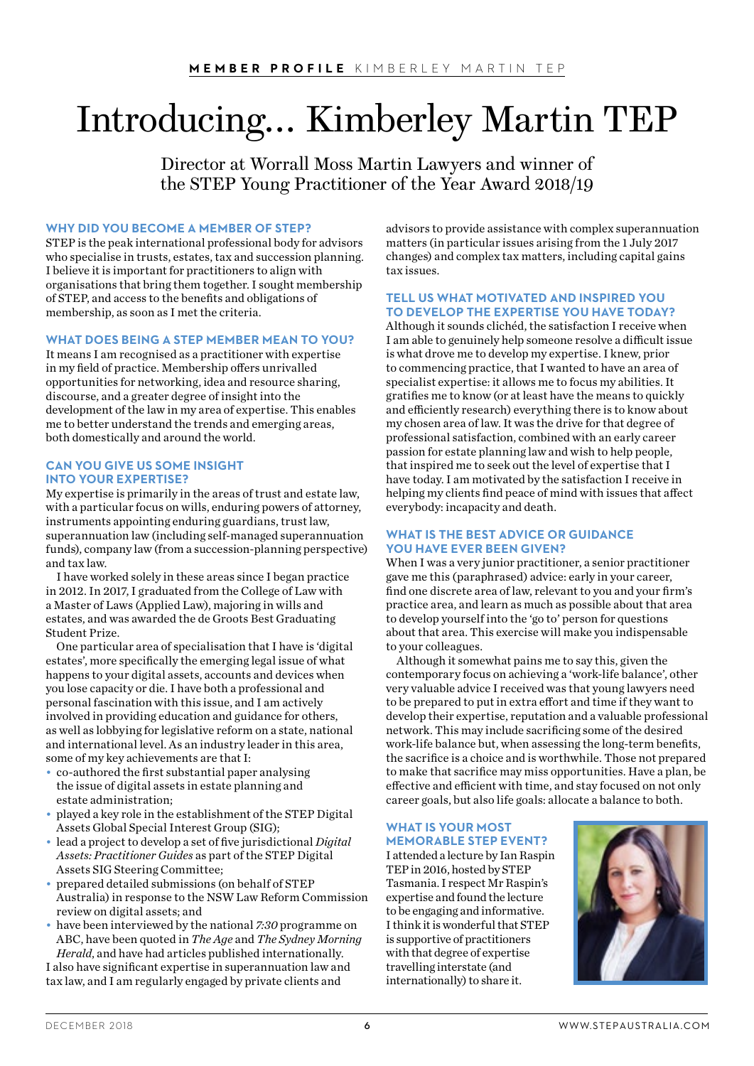# Introducing... Kimberley Martin TEP

Director at Worrall Moss Martin Lawyers and winner of the STEP Young Practitioner of the Year Award 2018/19

## WHY DID YOU BECOME A MEMBER OF STEP?

STEP is the peak international professional body for advisors who specialise in trusts, estates, tax and succession planning. I believe it is important for practitioners to align with organisations that bring them together. I sought membership of STEP, and access to the benefits and obligations of membership, as soon as I met the criteria.

## WHAT DOES BEING A STEP MEMBER MEAN TO YOU?

It means I am recognised as a practitioner with expertise in my field of practice. Membership offers unrivalled opportunities for networking, idea and resource sharing, discourse, and a greater degree of insight into the development of the law in my area of expertise. This enables me to better understand the trends and emerging areas, both domestically and around the world.

## CAN YOU GIVE US SOME INSIGHT INTO YOUR EXPERTISE?

My expertise is primarily in the areas of trust and estate law, with a particular focus on wills, enduring powers of attorney, instruments appointing enduring guardians, trust law, superannuation law (including self-managed superannuation funds), company law (from a succession-planning perspective) and tax law.

I have worked solely in these areas since I began practice in 2012. In 2017, I graduated from the College of Law with a Master of Laws (Applied Law), majoring in wills and estates, and was awarded the de Groots Best Graduating Student Prize.

One particular area of specialisation that I have is 'digital estates', more specifically the emerging legal issue of what happens to your digital assets, accounts and devices when you lose capacity or die. I have both a professional and personal fascination with this issue, and I am actively involved in providing education and guidance for others, as well as lobbying for legislative reform on a state, national and international level. As an industry leader in this area, some of my key achievements are that I:

- co-authored the first substantial paper analysing the issue of digital assets in estate planning and estate administration;
- played a key role in the establishment of the STEP Digital Assets Global Special Interest Group (SIG);
- lead a project to develop a set of five jurisdictional *Digital Assets: Practitioner Guides* as part of the STEP Digital Assets SIG Steering Committee;
- prepared detailed submissions (on behalf of STEP Australia) in response to the NSW Law Reform Commission review on digital assets; and
- have been interviewed by the national *7:30* programme on ABC, have been quoted in *The Age* and *The Sydney Morning Herald*, and have had articles published internationally.

I also have significant expertise in superannuation law and tax law, and I am regularly engaged by private clients and advisors to provide assistance with complex superannuation matters (in particular issues arising from the 1 July 2017 changes) and complex tax matters, including capital gains tax issues.

## TELL US WHAT MOTIVATED AND INSPIRED YOU TO DEVELOP THE EXPERTISE YOU HAVE TODAY?

Although it sounds clichéd, the satisfaction I receive when I am able to genuinely help someone resolve a difficult issue is what drove me to develop my expertise. I knew, prior to commencing practice, that I wanted to have an area of specialist expertise: it allows me to focus my abilities. It gratifies me to know (or at least have the means to quickly and efficiently research) everything there is to know about my chosen area of law. It was the drive for that degree of professional satisfaction, combined with an early career passion for estate planning law and wish to help people, that inspired me to seek out the level of expertise that I have today. I am motivated by the satisfaction I receive in helping my clients find peace of mind with issues that affect everybody: incapacity and death.

## WHAT IS THE BEST ADVICE OR GUIDANCE YOU HAVE EVER BEEN GIVEN?

When I was a very junior practitioner, a senior practitioner gave me this (paraphrased) advice: early in your career, find one discrete area of law, relevant to you and your firm's practice area, and learn as much as possible about that area to develop yourself into the 'go to' person for questions about that area. This exercise will make you indispensable to your colleagues.

Although it somewhat pains me to say this, given the contemporary focus on achieving a 'work-life balance', other very valuable advice I received was that young lawyers need to be prepared to put in extra effort and time if they want to develop their expertise, reputation and a valuable professional network. This may include sacrificing some of the desired work-life balance but, when assessing the long-term benefits, the sacrifice is a choice and is worthwhile. Those not prepared to make that sacrifice may miss opportunities. Have a plan, be effective and efficient with time, and stay focused on not only career goals, but also life goals: allocate a balance to both.

## WHAT IS YOUR MOST MEMORABLE STEP EVENT?

I attended a lecture by Ian Raspin TEP in 2016, hosted by STEP Tasmania. I respect Mr Raspin's expertise and found the lecture to be engaging and informative. I think it is wonderful that STEP is supportive of practitioners with that degree of expertise travelling interstate (and internationally) to share it.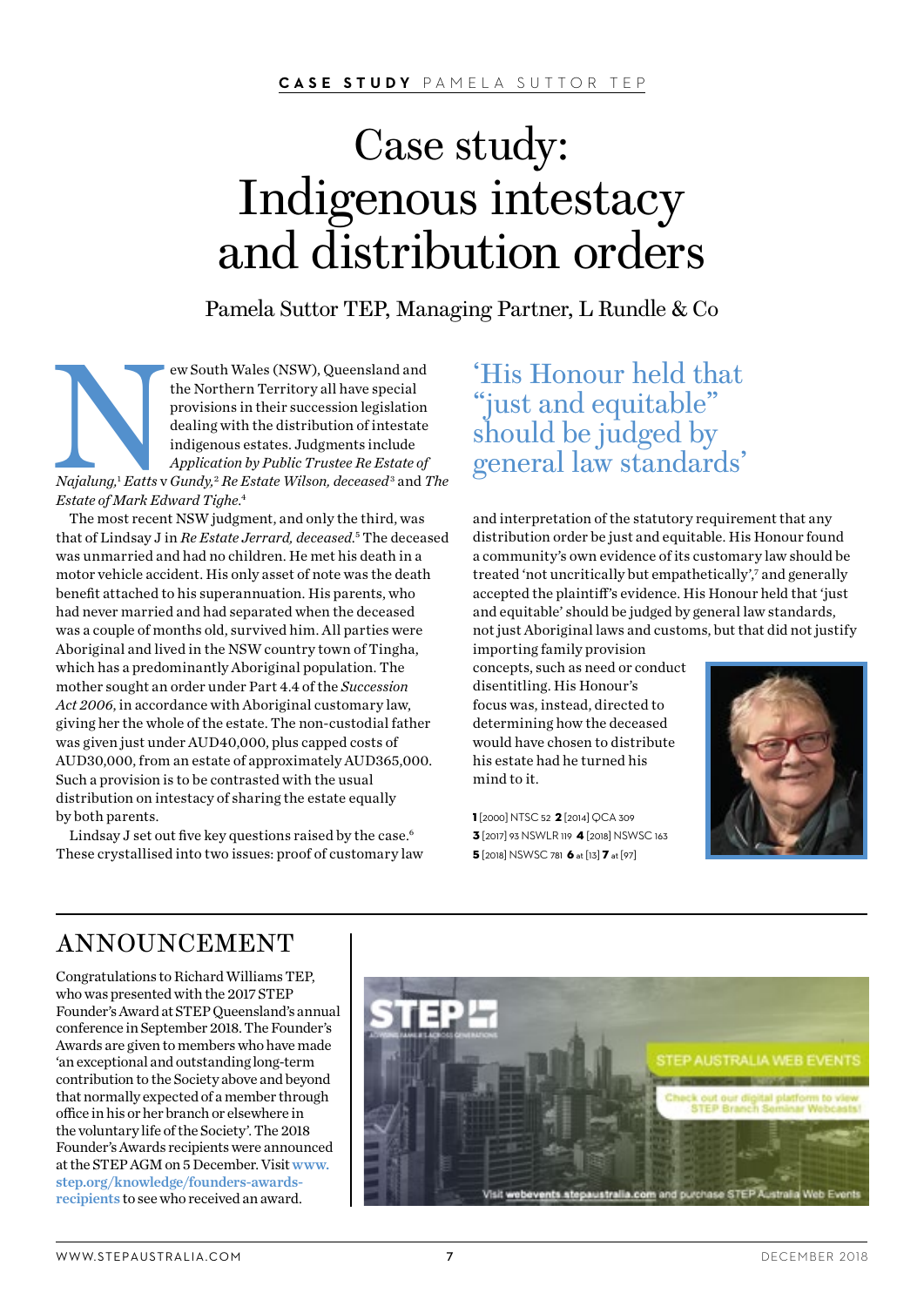# Case study: Indigenous intestacy and distribution orders

Pamela Suttor TEP, Managing Partner, L Rundle & Co

New South Wales (NSW), Queensland and the Northern Territory all have special provisions in their succession legislation dealing with the distribution of intestate indigenous estates. Judgments include *Application by Public Trustee Re Estate of Najalung*,[1] *Eatts* v *Gundy*,[2] *Re Estate Wilson, deceased*[3] and *The Estate of Mark Edward Tighe*.[4]

The most recent NSW judgment, and only the third, was that of Lindsay J in *Re Estate Jerrard, deceased*.[5] The deceased was unmarried and had no children. He met his death in a motor vehicle accident. His only asset of note was the death benefit attached to his superannuation. His parents, who had never married and had separated when the deceased was a couple of months old, survived him. All parties were Aboriginal and lived in the NSW country town of Tingha, which has a predominantly Aboriginal population. The mother sought an order under Part 4.4 of the *Succession Act 2006*, in accordance with Aboriginal customary law, giving her the whole of the estate. The non-custodial father was given just under AUD40,000, plus capped costs of AUD30,000, from an estate of approximately AUD365,000. Such a provision is to be contrasted with the usual distribution on intestacy of sharing the estate equally by both parents.

Lindsay J set out five key questions raised by the case.[6] These crystallised into two issues: proof of customary law and interpretation of the statutory requirement that any distribution order be just and equitable. His Honour found a community's own evidence of its customary law should be treated 'not uncritically but empathetically',[7] and generally accepted the plaintiff's evidence. His Honour held that 'just and equitable' should be judged by general law standards, not just Aboriginal laws and customs, but that did not justify importing family provision concepts, such as need or conduct disentitling. His Honour's focus was, instead, directed to determining how the deceased would have chosen to distribute his estate had he turned his mind to it.

> 'His Honour held that "just and equitable" should be judged by general law standards'

**1** [2000] NTSC 52 **2** [2014] QCA 309 **3** [2017] 93 NSWLR 119 **4** [2018] NSWSC 163 **5** [2018] NSWSC 781 **6** at [13] **7** at [97]

## ANNOUNCEMENT

Congratulations to Richard Williams TEP, who was presented with the 2017 STEP Founder's Award at STEP Queensland's annual conference in September 2018. The Founder's Awards are given to members who have made 'an exceptional and outstanding long-term contribution to the Society above and beyond that normally expected of a member through office in his or her branch or elsewhere in the voluntary life of the Society'. The 2018 Founder's Awards recipients were announced at the STEP AGM on 5 December. Visit www.step.org/knowledge/founders-awards-recipients to see who received an award.

STEP AUSTRALIA WEB EVENTS

Check out our digital platform to view STEP Branch Seminar Webcasts!

Visit webevents.stepaustralia.com and purchase STEP Australia Web Events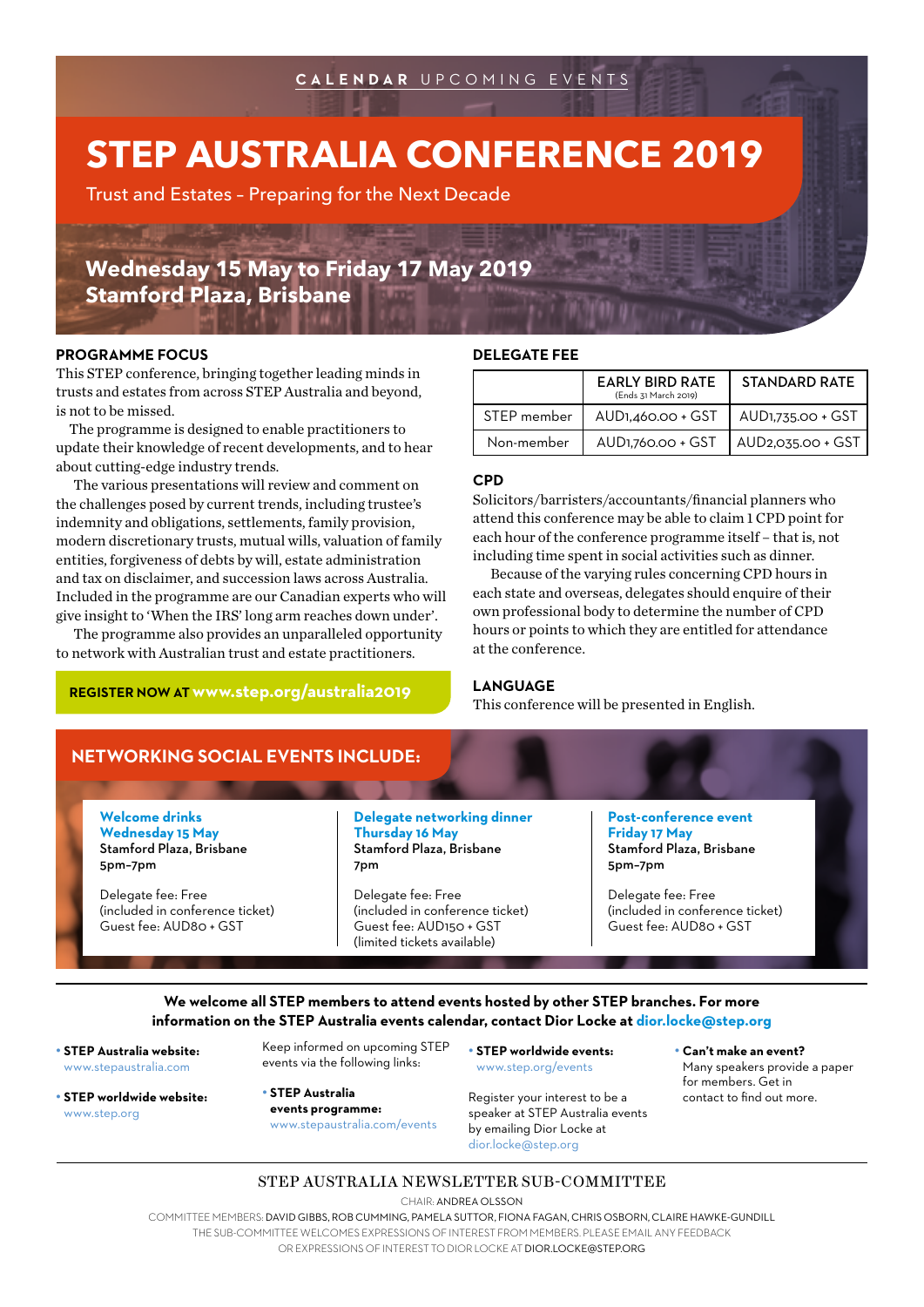**CALENDAR** UPCOMING EVENTS

# STEP AUSTRALIA CONFERENCE 2019

Trust and Estates – Preparing for the Next Decade

## Wednesday 15 May to Friday 17 May 2019
## Stamford Plaza, Brisbane

### PROGRAMME FOCUS

This STEP conference, bringing together leading minds in trusts and estates from across STEP Australia and beyond, is not to be missed.

The programme is designed to enable practitioners to update their knowledge of recent developments, and to hear about cutting-edge industry trends.

The various presentations will review and comment on the challenges posed by current trends, including trustee's indemnity and obligations, settlements, family provision, modern discretionary trusts, mutual wills, valuation of family entities, forgiveness of debts by will, estate administration and tax on disclaimer, and succession laws across Australia. Included in the programme are our Canadian experts who will give insight to 'When the IRS' long arm reaches down under'.

The programme also provides an unparalleled opportunity to network with Australian trust and estate practitioners.

**REGISTER NOW AT www.step.org/australia2019**

### DELEGATE FEE

| | EARLY BIRD RATE (Ends 31 March 2019) | STANDARD RATE |
|---|---|---|
| STEP member | AUD1,460.00 + GST | AUD1,735.00 + GST |
| Non-member | AUD1,760.00 + GST | AUD2,035.00 + GST |

### CPD

Solicitors/barristers/accountants/financial planners who attend this conference may be able to claim 1 CPD point for each hour of the conference programme itself – that is, not including time spent in social activities such as dinner.

Because of the varying rules concerning CPD hours in each state and overseas, delegates should enquire of their own professional body to determine the number of CPD hours or points to which they are entitled for attendance at the conference.

### LANGUAGE

This conference will be presented in English.

### NETWORKING SOCIAL EVENTS INCLUDE:

**Welcome drinks**
**Wednesday 15 May**
Stamford Plaza, Brisbane
5pm–7pm

Delegate fee: Free
(included in conference ticket)
Guest fee: AUD80 + GST

**Delegate networking dinner**
**Thursday 16 May**
Stamford Plaza, Brisbane
7pm

Delegate fee: Free
(included in conference ticket)
Guest fee: AUD150 + GST
(limited tickets available)

**Post-conference event**
**Friday 17 May**
Stamford Plaza, Brisbane
5pm–7pm

Delegate fee: Free
(included in conference ticket)
Guest fee: AUD80 + GST

**We welcome all STEP members to attend events hosted by other STEP branches. For more information on the STEP Australia events calendar, contact Dior Locke at dior.locke@step.org**

- **STEP Australia website:** www.stepaustralia.com
- **STEP worldwide website:** www.step.org

Keep informed on upcoming STEP events via the following links:

- **STEP Australia events programme:** www.stepaustralia.com/events
- **STEP worldwide events:** www.step.org/events

Register your interest to be a speaker at STEP Australia events by emailing Dior Locke at dior.locke@step.org

- **Can't make an event?** Many speakers provide a paper for members. Get in contact to find out more.

### STEP AUSTRALIA NEWSLETTER SUB-COMMITTEE

CHAIR: ANDREA OLSSON

COMMITTEE MEMBERS: DAVID GIBBS, ROB CUMMING, PAMELA SUTTOR, FIONA FAGAN, CHRIS OSBORN, CLAIRE HAWKE-GUNDILL

THE SUB-COMMITTEE WELCOMES EXPRESSIONS OF INTEREST FROM MEMBERS. PLEASE EMAIL ANY FEEDBACK OR EXPRESSIONS OF INTEREST TO DIOR LOCKE AT DIOR.LOCKE@STEP.ORG